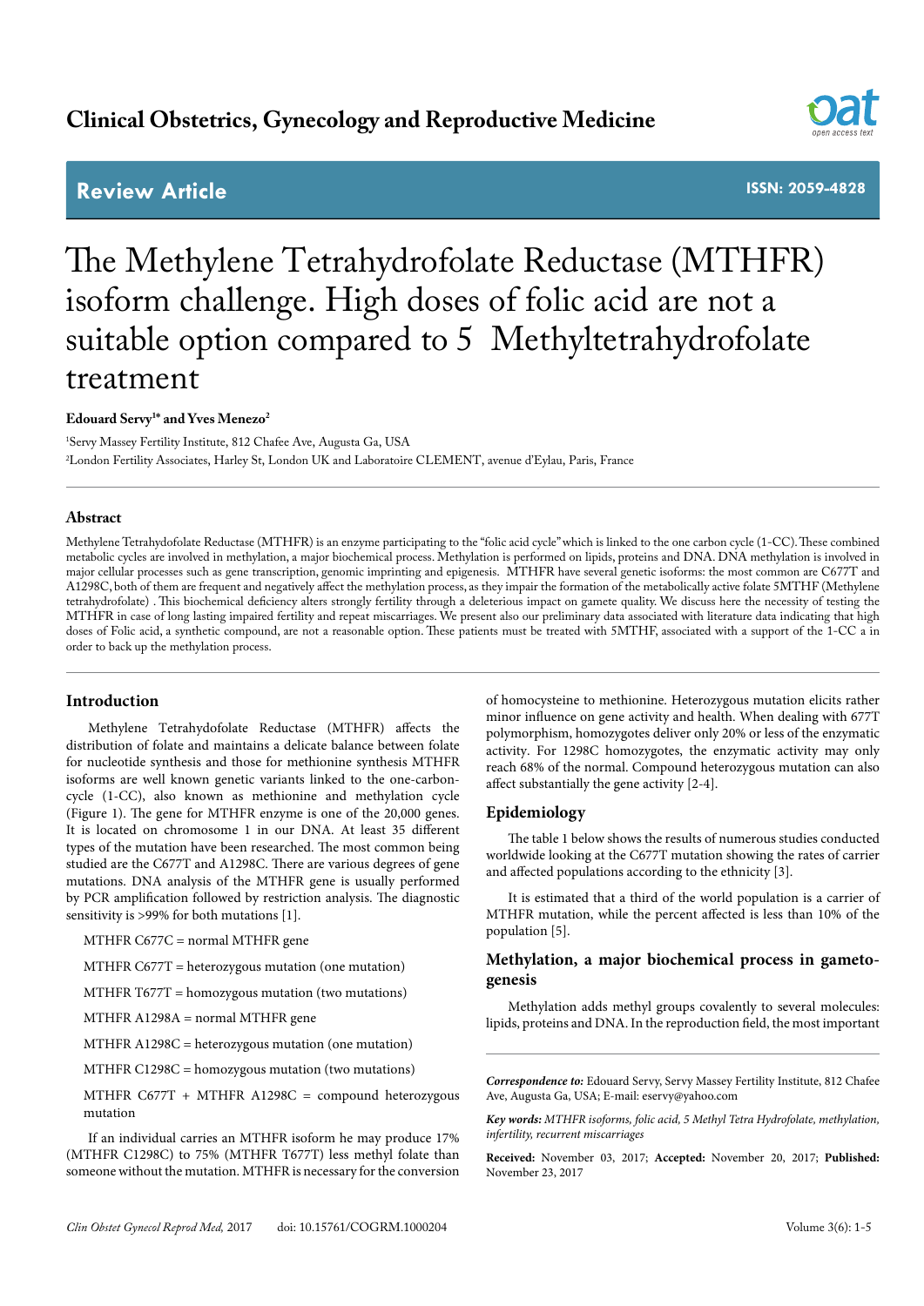Clinical Obstetrics, Gynecology and Reproductive Medicine

**Review Article** ISSN: 2059-4828

# The Methylene Tetrahydrofolate Reductase (MTHFR) isoform challenge. High doses of folic acid are not a suitable option compared to 5 Methyltetrahydrofolate treatment

**Edouard Servy[1]\* and Yves Menezo[2]**

[1]Servy Massey Fertility Institute, 812 Chafee Ave, Augusta Ga, USA

[2]London Fertility Associates, Harley St, London UK and Laboratoire CLEMENT, avenue d'Eylau, Paris, France

## Abstract

Methylene Tetrahydofolate Reductase (MTHFR) is an enzyme participating to the "folic acid cycle" which is linked to the one carbon cycle (1-CC). These combined metabolic cycles are involved in methylation, a major biochemical process. Methylation is performed on lipids, proteins and DNA. DNA methylation is involved in major cellular processes such as gene transcription, genomic imprinting and epigenesis. MTHFR have several genetic isoforms: the most common are C677T and A1298C, both of them are frequent and negatively affect the methylation process, as they impair the formation of the metabolically active folate 5MTHF (Methylene tetrahydrofolate) . This biochemical deficiency alters strongly fertility through a deleterious impact on gamete quality. We discuss here the necessity of testing the MTHFR in case of long lasting impaired fertility and repeat miscarriages. We present also our preliminary data associated with literature data indicating that high doses of Folic acid, a synthetic compound, are not a reasonable option. These patients must be treated with 5MTHF, associated with a support of the 1-CC a in order to back up the methylation process.

## Introduction

Methylene Tetrahydofolate Reductase (MTHFR) affects the distribution of folate and maintains a delicate balance between folate for nucleotide synthesis and those for methionine synthesis MTHFR isoforms are well known genetic variants linked to the one-carbon-cycle (1-CC), also known as methionine and methylation cycle (Figure 1). The gene for MTHFR enzyme is one of the 20,000 genes. It is located on chromosome 1 in our DNA. At least 35 different types of the mutation have been researched. The most common being studied are the C677T and A1298C. There are various degrees of gene mutations. DNA analysis of the MTHFR gene is usually performed by PCR amplification followed by restriction analysis. The diagnostic sensitivity is >99% for both mutations [1].

MTHFR C677C = normal MTHFR gene

MTHFR C677T = heterozygous mutation (one mutation)

MTHFR T677T = homozygous mutation (two mutations)

MTHFR A1298A = normal MTHFR gene

MTHFR A1298C = heterozygous mutation (one mutation)

MTHFR C1298C = homozygous mutation (two mutations)

MTHFR C677T + MTHFR A1298C = compound heterozygous mutation

If an individual carries an MTHFR isoform he may produce 17% (MTHFR C1298C) to 75% (MTHFR T677T) less methyl folate than someone without the mutation. MTHFR is necessary for the conversion of homocysteine to methionine. Heterozygous mutation elicits rather minor influence on gene activity and health. When dealing with 677T polymorphism, homozygotes deliver only 20% or less of the enzymatic activity. For 1298C homozygotes, the enzymatic activity may only reach 68% of the normal. Compound heterozygous mutation can also affect substantially the gene activity [2-4].

## Epidemiology

The table 1 below shows the results of numerous studies conducted worldwide looking at the C677T mutation showing the rates of carrier and affected populations according to the ethnicity [3].

It is estimated that a third of the world population is a carrier of MTHFR mutation, while the percent affected is less than 10% of the population [5].

## Methylation, a major biochemical process in gametogenesis

Methylation adds methyl groups covalently to several molecules: lipids, proteins and DNA. In the reproduction field, the most important

***Correspondence to:*** Edouard Servy, Servy Massey Fertility Institute, 812 Chafee Ave, Augusta Ga, USA; E-mail: eservy@yahoo.com

***Key words:*** *MTHFR isoforms, folic acid, 5 Methyl Tetra Hydrofolate, methylation, infertility, recurrent miscarriages*

**Received:** November 03, 2017; **Accepted:** November 20, 2017; **Published:** November 23, 2017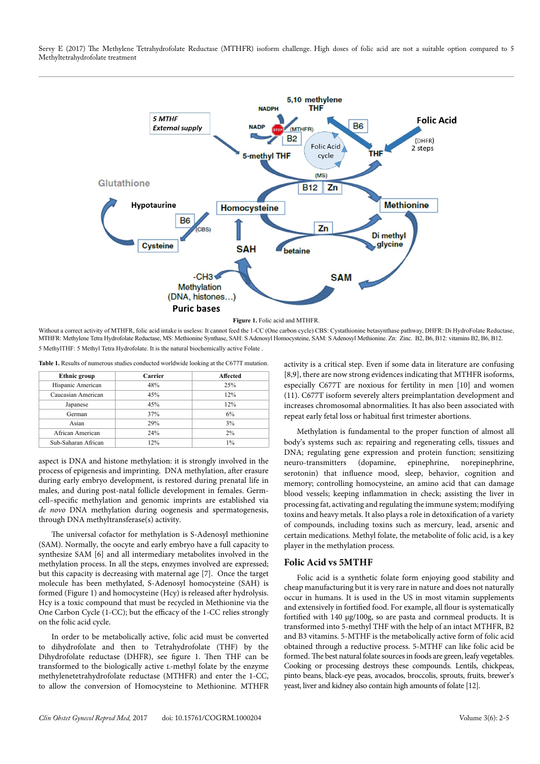**Figure 1.** Folic acid and MTHFR.

Without a correct activity of MTHFR, folic acid intake is useless: It cannot feed the 1-CC (One carbon cycle) CBS: Cystathionine betasynthase pathway, DHFR: Di HydroFolate Reductase, MTHFR: Methylene Tetra Hydrofolate Reductase, MS: Methionine Synthase, SAH: S Adenosyl Homocysteine, SAM: S Adenosyl Methionine. Zn: Zinc. B2, B6, B12: vitamins B2, B6, B12.
5 MethylTHF: 5 Methyl Tetra Hydrofolate. It is the natural biochemically active Folate .

**Table 1.** Results of numerous studies conducted worldwide looking at the C677T mutation.

| Ethnic group | Carrier | Affected |
|---|---|---|
| Hispanic American | 48% | 25% |
| Caucasian American | 45% | 12% |
| Japanese | 45% | 12% |
| German | 37% | 6% |
| Asian | 29% | 3% |
| African American | 24% | 2% |
| Sub-Saharan African | 12% | 1% |

aspect is DNA and histone methylation: it is strongly involved in the process of epigenesis and imprinting. DNA methylation, after erasure during early embryo development, is restored during prenatal life in males, and during post-natal follicle development in females. Germ-cell–specific methylation and genomic imprints are established via *de novo* DNA methylation during oogenesis and spermatogenesis, through DNA methyltransferase(s) activity.

The universal cofactor for methylation is S-Adenosyl methionine (SAM). Normally, the oocyte and early embryo have a full capacity to synthesize SAM [6] and all intermediary metabolites involved in the methylation process. In all the steps, enzymes involved are expressed; but this capacity is decreasing with maternal age [7]. Once the target molecule has been methylated, S-Adenosyl homocysteine (SAH) is formed (Figure 1) and homocysteine (Hcy) is released after hydrolysis. Hcy is a toxic compound that must be recycled in Methionine via the One Carbon Cycle (1-CC); but the efficacy of the 1-CC relies strongly on the folic acid cycle.

In order to be metabolically active, folic acid must be converted to dihydrofolate and then to Tetrahydrofolate (THF) by the Dihydrofolate reductase (DHFR), see figure 1. Then THF can be transformed into the biologically active L-methyl folate by the enzyme methylenetetrahydrofolate reductase (MTHFR) and enter the 1-CC, to allow the conversion of Homocysteine to Methionine. MTHFR activity is a critical step. Even if some data in literature are confusing [8,9], there are now strong evidences indicating that MTHFR isoforms, especially C677T are noxious for fertility in men [10] and women (11). C677T isoform severely alters preimplantation development and increases chromosomal abnormalities. It has also been associated with repeat early fetal loss or habitual first trimester abortions.

Methylation is fundamental to the proper function of almost all body's systems such as: repairing and regenerating cells, tissues and DNA; regulating gene expression and protein function; sensitizing neuro-transmitters (dopamine, epinephrine, norepinephrine, serotonin) that influence mood, sleep, behavior, cognition and memory; controlling homocysteine, an amino acid that can damage blood vessels; keeping inflammation in check; assisting the liver in processing fat, activating and regulating the immune system; modifying toxins and heavy metals. It also plays a role in detoxification of a variety of compounds, including toxins such as mercury, lead, arsenic and certain medications. Methyl folate, the metabolite of folic acid, is a key player in the methylation process.

## Folic Acid vs 5MTHF

Folic acid is a synthetic folate form enjoying good stability and cheap manufacturing but it is very rare in nature and does not naturally occur in humans. It is used in the US in most vitamin supplements and extensively in fortified food. For example, all flour is systematically fortified with 140 µg/100g, so are pasta and cornmeal products. It is transformed into 5-methyl THF with the help of an intact MTHFR, B2 and B3 vitamins. 5-MTHF is the metabolically active form of folic acid obtained through a reductive process. 5-MTHF can like folic acid be formed. The best natural folate sources in foods are green, leafy vegetables. Cooking or processing destroys these compounds. Lentils, chickpeas, pinto beans, black-eye peas, avocados, broccolis, sprouts, fruits, brewer's yeast, liver and kidney also contain high amounts of folate [12].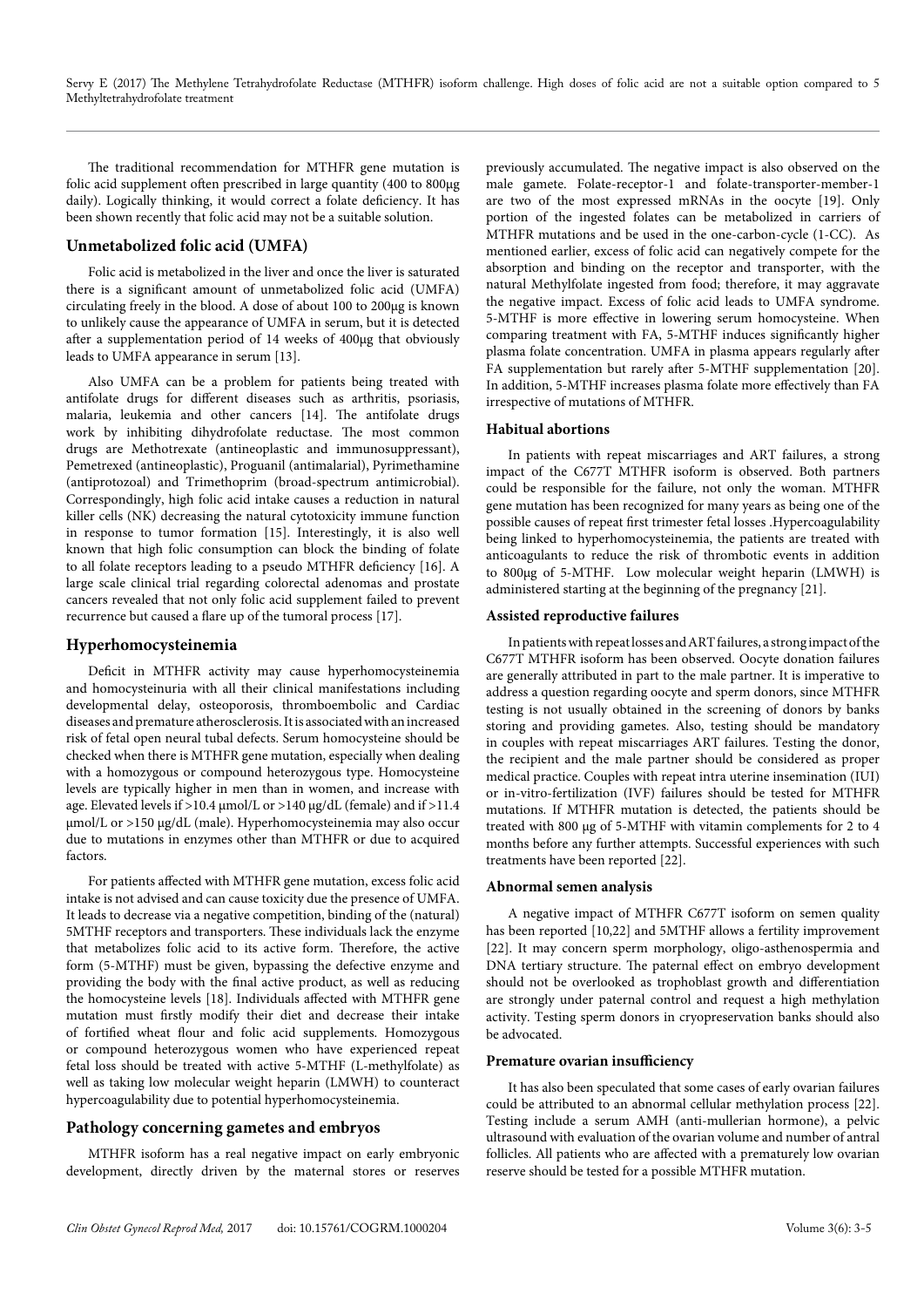The traditional recommendation for MTHFR gene mutation is folic acid supplement often prescribed in large quantity (400 to 800µg daily). Logically thinking, it would correct a folate deficiency. It has been shown recently that folic acid may not be a suitable solution.

## Unmetabolized folic acid (UMFA)

Folic acid is metabolized in the liver and once the liver is saturated there is a significant amount of unmetabolized folic acid (UMFA) circulating freely in the blood. A dose of about 100 to 200µg is known to unlikely cause the appearance of UMFA in serum, but it is detected after a supplementation period of 14 weeks of 400µg that obviously leads to UMFA appearance in serum [13].

Also UMFA can be a problem for patients being treated with antifolate drugs for different diseases such as arthritis, psoriasis, malaria, leukemia and other cancers [14]. The antifolate drugs work by inhibiting dihydrofolate reductase. The most common drugs are Methotrexate (antineoplastic and immunosuppressant), Pemetrexed (antineoplastic), Proguanil (antimalarial), Pyrimethamine (antiprotozoal) and Trimethoprim (broad-spectrum antimicrobial). Correspondingly, high folic acid intake causes a reduction in natural killer cells (NK) decreasing the natural cytotoxicity immune function in response to tumor formation [15]. Interestingly, it is also well known that high folic consumption can block the binding of folate to all folate receptors leading to a pseudo MTHFR deficiency [16]. A large scale clinical trial regarding colorectal adenomas and prostate cancers revealed that not only folic acid supplement failed to prevent recurrence but caused a flare up of the tumoral process [17].

## Hyperhomocysteinemia

Deficit in MTHFR activity may cause hyperhomocysteinemia and homocysteinuria with all their clinical manifestations including developmental delay, osteoporosis, thromboembolic and Cardiac diseases and premature atherosclerosis. It is associated with an increased risk of fetal open neural tubal defects. Serum homocysteine should be checked when there is MTHFR gene mutation, especially when dealing with a homozygous or compound heterozygous type. Homocysteine levels are typically higher in men than in women, and increase with age. Elevated levels if >10.4 µmol/L or >140 µg/dL (female) and if >11.4 µmol/L or >150 µg/dL (male). Hyperhomocysteinemia may also occur due to mutations in enzymes other than MTHFR or due to acquired factors.

For patients affected with MTHFR gene mutation, excess folic acid intake is not advised and can cause toxicity due the presence of UMFA. It leads to decrease via a negative competition, binding of the (natural) 5MTHF receptors and transporters. These individuals lack the enzyme that metabolizes folic acid to its active form. Therefore, the active form (5-MTHF) must be given, bypassing the defective enzyme and providing the body with the final active product, as well as reducing the homocysteine levels [18]. Individuals affected with MTHFR gene mutation must firstly modify their diet and decrease their intake of fortified wheat flour and folic acid supplements. Homozygous or compound heterozygous women who have experienced repeat fetal loss should be treated with active 5-MTHF (L-methylfolate) as well as taking low molecular weight heparin (LMWH) to counteract hypercoagulability due to potential hyperhomocysteinemia.

## Pathology concerning gametes and embryos

MTHFR isoform has a real negative impact on early embryonic development, directly driven by the maternal stores or reserves previously accumulated. The negative impact is also observed on the male gamete. Folate-receptor-1 and folate-transporter-member-1 are two of the most expressed mRNAs in the oocyte [19]. Only portion of the ingested folates can be metabolized in carriers of MTHFR mutations and be used in the one-carbon-cycle (1-CC). As mentioned earlier, excess of folic acid can negatively compete for the absorption and binding on the receptor and transporter, with the natural Methylfolate ingested from food; therefore, it may aggravate the negative impact. Excess of folic acid leads to UMFA syndrome. 5-MTHF is more effective in lowering serum homocysteine. When comparing treatment with FA, 5-MTHF induces significantly higher plasma folate concentration. UMFA in plasma appears regularly after FA supplementation but rarely after 5-MTHF supplementation [20]. In addition, 5-MTHF increases plasma folate more effectively than FA irrespective of mutations of MTHFR.

### Habitual abortions

In patients with repeat miscarriages and ART failures, a strong impact of the C677T MTHFR isoform is observed. Both partners could be responsible for the failure, not only the woman. MTHFR gene mutation has been recognized for many years as being one of the possible causes of repeat first trimester fetal losses .Hypercoagulability being linked to hyperhomocysteinemia, the patients are treated with anticoagulants to reduce the risk of thrombotic events in addition to 800µg of 5-MTHF. Low molecular weight heparin (LMWH) is administered starting at the beginning of the pregnancy [21].

### Assisted reproductive failures

In patients with repeat losses and ART failures, a strong impact of the C677T MTHFR isoform has been observed. Oocyte donation failures are generally attributed in part to the male partner. It is imperative to address a question regarding oocyte and sperm donors, since MTHFR testing is not usually obtained in the screening of donors by banks storing and providing gametes. Also, testing should be mandatory in couples with repeat miscarriages ART failures. Testing the donor, the recipient and the male partner should be considered as proper medical practice. Couples with repeat intra uterine insemination (IUI) or in-vitro-fertilization (IVF) failures should be tested for MTHFR mutations. If MTHFR mutation is detected, the patients should be treated with 800 µg of 5-MTHF with vitamin complements for 2 to 4 months before any further attempts. Successful experiences with such treatments have been reported [22].

### Abnormal semen analysis

A negative impact of MTHFR C677T isoform on semen quality has been reported [10,22] and 5MTHF allows a fertility improvement [22]. It may concern sperm morphology, oligo-asthenospermia and DNA tertiary structure. The paternal effect on embryo development should not be overlooked as trophoblast growth and differentiation are strongly under paternal control and request a high methylation activity. Testing sperm donors in cryopreservation banks should also be advocated.

### Premature ovarian insufficiency

It has also been speculated that some cases of early ovarian failures could be attributed to an abnormal cellular methylation process [22]. Testing include a serum AMH (anti-mullerian hormone), a pelvic ultrasound with evaluation of the ovarian volume and number of antral follicles. All patients who are affected with a prematurely low ovarian reserve should be tested for a possible MTHFR mutation.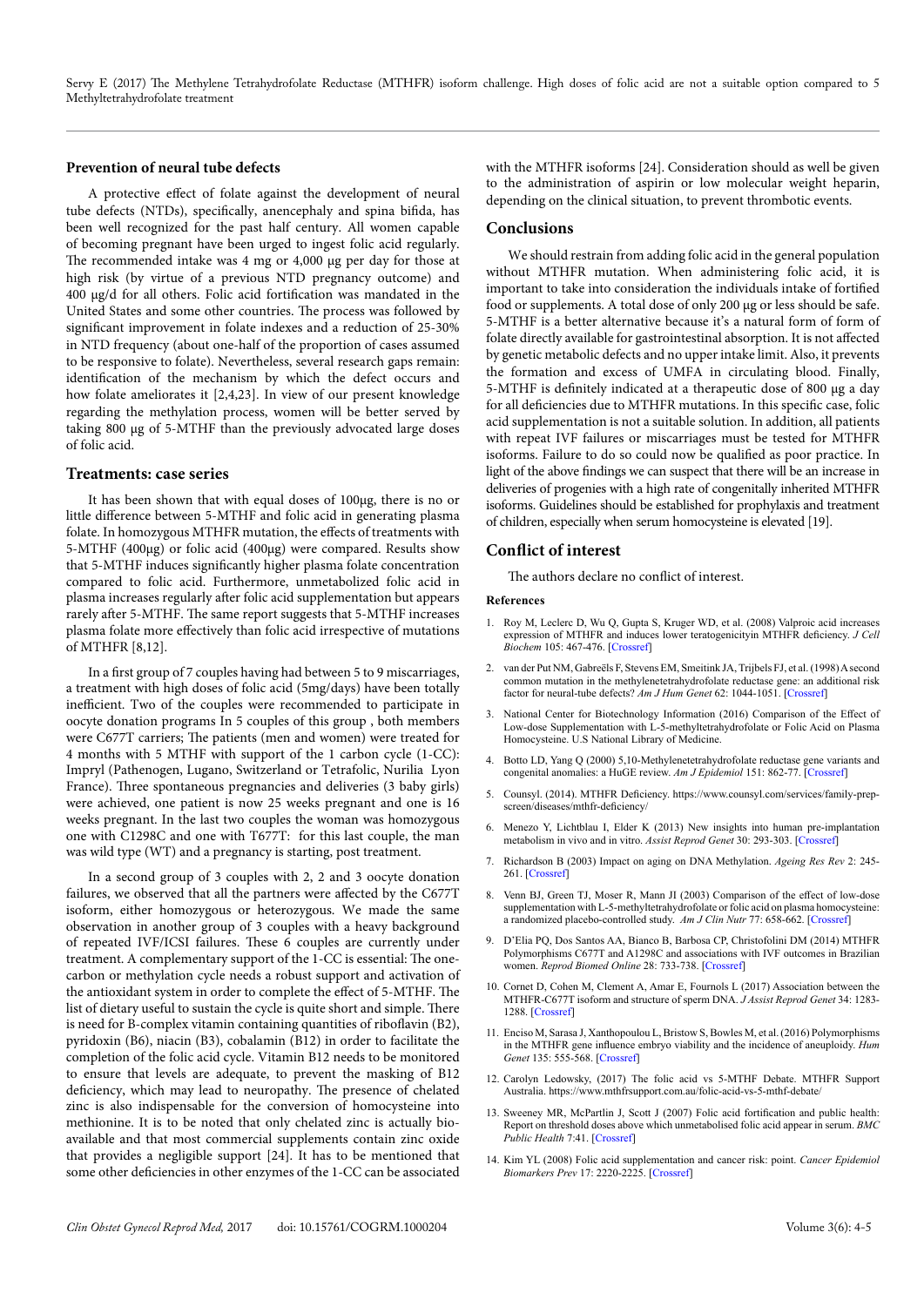## Prevention of neural tube defects

A protective effect of folate against the development of neural tube defects (NTDs), specifically, anencephaly and spina bifida, has been well recognized for the past half century. All women capable of becoming pregnant have been urged to ingest folic acid regularly. The recommended intake was 4 mg or 4,000 µg per day for those at high risk (by virtue of a previous NTD pregnancy outcome) and 400 µg/d for all others. Folic acid fortification was mandated in the United States and some other countries. The process was followed by significant improvement in folate indexes and a reduction of 25-30% in NTD frequency (about one-half of the proportion of cases assumed to be responsive to folate). Nevertheless, several research gaps remain: identification of the mechanism by which the defect occurs and how folate ameliorates it [2,4,23]. In view of our present knowledge regarding the methylation process, women will be better served by taking 800 µg of 5-MTHF than the previously advocated large doses of folic acid.

## Treatments: case series

It has been shown that with equal doses of 100µg, there is no or little difference between 5-MTHF and folic acid in generating plasma folate. In homozygous MTHFR mutation, the effects of treatments with 5-MTHF (400µg) or folic acid (400µg) were compared. Results show that 5-MTHF induces significantly higher plasma folate concentration compared to folic acid. Furthermore, unmetabolized folic acid in plasma increases regularly after folic acid supplementation but appears rarely after 5-MTHF. The same report suggests that 5-MTHF increases plasma folate more effectively than folic acid irrespective of mutations of MTHFR [8,12].

In a first group of 7 couples having had between 5 to 9 miscarriages, a treatment with high doses of folic acid (5mg/days) have been totally inefficient. Two of the couples were recommended to participate in oocyte donation programs In 5 couples of this group , both members were C677T carriers; The patients (men and women) were treated for 4 months with 5 MTHF with support of the 1 carbon cycle (1-CC): Impryl (Pathenogen, Lugano, Switzerland or Tetrafolic, Nurilia Lyon France). Three spontaneous pregnancies and deliveries (3 baby girls) were achieved, one patient is now 25 weeks pregnant and one is 16 weeks pregnant. In the last two couples the woman was homozygous one with C1298C and one with T677T: for this last couple, the man was wild type (WT) and a pregnancy is starting, post treatment.

In a second group of 3 couples with 2, 2 and 3 oocyte donation failures, we observed that all the partners were affected by the C677T isoform, either homozygous or heterozygous. We made the same observation in another group of 3 couples with a heavy background of repeated IVF/ICSI failures. These 6 couples are currently under treatment. A complementary support of the 1-CC is essential: The one-carbon or methylation cycle needs a robust support and activation of the antioxidant system in order to complete the effect of 5-MTHF. The list of dietary useful to sustain the cycle is quite short and simple. There is need for B-complex vitamin containing quantities of riboflavin (B2), pyridoxin (B6), niacin (B3), cobalamin (B12) in order to facilitate the completion of the folic acid cycle. Vitamin B12 needs to be monitored to ensure that levels are adequate, to prevent the masking of B12 deficiency, which may lead to neuropathy. The presence of chelated zinc is also indispensable for the conversion of homocysteine into methionine. It is to be noted that only chelated zinc is actually bio-available and that most commercial supplements contain zinc oxide that provides a negligible support [24]. It has to be mentioned that some other deficiencies in other enzymes of the 1-CC can be associated with the MTHFR isoforms [24]. Consideration should as well be given to the administration of aspirin or low molecular weight heparin, depending on the clinical situation, to prevent thrombotic events.

## Conclusions

We should restrain from adding folic acid in the general population without MTHFR mutation. When administering folic acid, it is important to take into consideration the individuals intake of fortified food or supplements. A total dose of only 200 µg or less should be safe. 5-MTHF is a better alternative because it's a natural form of form of folate directly available for gastrointestinal absorption. It is not affected by genetic metabolic defects and no upper intake limit. Also, it prevents the formation and excess of UMFA in circulating blood. Finally, 5-MTHF is definitely indicated at a therapeutic dose of 800 µg a day for all deficiencies due to MTHFR mutations. In this specific case, folic acid supplementation is not a suitable solution. In addition, all patients with repeat IVF failures or miscarriages must be tested for MTHFR isoforms. Failure to do so could now be qualified as poor practice. In light of the above findings we can suspect that there will be an increase in deliveries of progenies with a high rate of congenitally inherited MTHFR isoforms. Guidelines should be established for prophylaxis and treatment of children, especially when serum homocysteine is elevated [19].

## Conflict of interest

The authors declare no conflict of interest.

### References

1. Roy M, Leclerc D, Wu Q, Gupta S, Kruger WD, et al. (2008) Valproic acid increases expression of MTHFR and induces lower teratogenicityin MTHFR deficiency. *J Cell Biochem* 105: 467-476. [Crossref]
2. van der Put NM, Gabreëls F, Stevens EM, Smeitink JA, Trijbels FJ, et al. (1998) A second common mutation in the methylenetetrahydrofolate reductase gene: an additional risk factor for neural-tube defects? *Am J Hum Genet* 62: 1044-1051. [Crossref]
3. National Center for Biotechnology Information (2016) Comparison of the Effect of Low-dose Supplementation with L-5-methyltetrahydrofolate or Folic Acid on Plasma Homocysteine. U.S National Library of Medicine.
4. Botto LD, Yang Q (2000) 5,10-Methylenetetrahydrofolate reductase gene variants and congenital anomalies: a HuGE review. *Am J Epidemiol* 151: 862-77. [Crossref]
5. Counsyl. (2014). MTHFR Deficiency. https://www.counsyl.com/services/family-prep-screen/diseases/mthfr-deficiency/
6. Menezo Y, Lichtblau I, Elder K (2013) New insights into human pre-implantation metabolism in vivo and in vitro. *Assist Reprod Genet* 30: 293-303. [Crossref]
7. Richardson B (2003) Impact on aging on DNA Methylation. *Ageing Res Rev* 2: 245-261. [Crossref]
8. Venn BJ, Green TJ, Moser R, Mann JI (2003) Comparison of the effect of low-dose supplementation with L-5-methyltetrahydrofolate or folic acid on plasma homocysteine: a randomized placebo-controlled study. *Am J Clin Nutr* 77: 658-662. [Crossref]
9. D'Elia PQ, Dos Santos AA, Bianco B, Barbosa CP, Christofolini DM (2014) MTHFR Polymorphisms C677T and A1298C and associations with IVF outcomes in Brazilian women. *Reprod Biomed Online* 28: 733-738. [Crossref]
10. Cornet D, Cohen M, Clement A, Amar E, Fournols L (2017) Association between the MTHFR-C677T isoform and structure of sperm DNA. *J Assist Reprod Genet* 34: 1283-1288. [Crossref]
11. Enciso M, Sarasa J, Xanthopoulou L, Bristow S, Bowles M, et al. (2016) Polymorphisms in the MTHFR gene influence embryo viability and the incidence of aneuploidy. *Hum Genet* 135: 555-568. [Crossref]
12. Carolyn Ledowsky, (2017) The folic acid vs 5-MTHF Debate. MTHFR Support Australia. https://www.mthfrsupport.com.au/folic-acid-vs-5-mthf-debate/
13. Sweeney MR, McPartlin J, Scott J (2007) Folic acid fortification and public health: Report on threshold doses above which unmetabolised folic acid appear in serum. *BMC Public Health* 7:41. [Crossref]
14. Kim YL (2008) Folic acid supplementation and cancer risk: point. *Cancer Epidemiol Biomarkers Prev* 17: 2220-2225. [Crossref]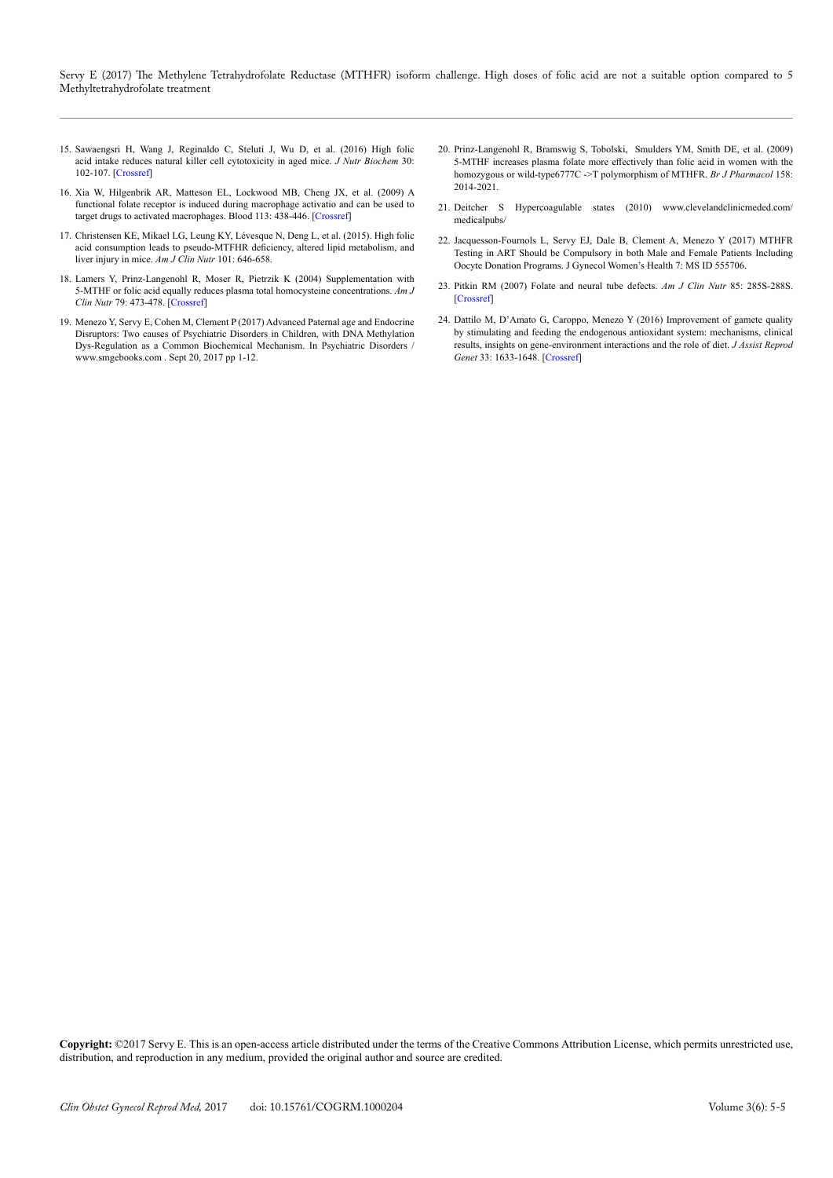15. Sawaengsri H, Wang J, Reginaldo C, Steluti J, Wu D, et al. (2016) High folic acid intake reduces natural killer cell cytotoxicity in aged mice. *J Nutr Biochem* 30: 102-107. [Crossref]

16. Xia W, Hilgenbrik AR, Matteson EL, Lockwood MB, Cheng JX, et al. (2009) A functional folate receptor is induced during macrophage activatio and can be used to target drugs to activated macrophages. Blood 113: 438-446. [Crossref]

17. Christensen KE, Mikael LG, Leung KY, Lévesque N, Deng L, et al. (2015). High folic acid consumption leads to pseudo-MTFHR deficiency, altered lipid metabolism, and liver injury in mice. *Am J Clin Nutr* 101: 646-658.

18. Lamers Y, Prinz-Langenohl R, Moser R, Pietrzik K (2004) Supplementation with 5-MTHF or folic acid equally reduces plasma total homocysteine concentrations. *Am J Clin Nutr* 79: 473-478. [Crossref]

19. Menezo Y, Servy E, Cohen M, Clement P (2017) Advanced Paternal age and Endocrine Disruptors: Two causes of Psychiatric Disorders in Children, with DNA Methylation Dys-Regulation as a Common Biochemical Mechanism. In Psychiatric Disorders / www.smgebooks.com . Sept 20, 2017 pp 1-12.

20. Prinz-Langenohl R, Bramswig S, Tobolski, Smulders YM, Smith DE, et al. (2009) 5-MTHF increases plasma folate more effectively than folic acid in women with the homozygous or wild-type6777C ->T polymorphism of MTHFR. *Br J Pharmacol* 158: 2014-2021.

21. Deitcher S Hypercoagulable states (2010) www.clevelandclinicmeded.com/medicalpubs/

22. Jacquesson-Fournols L, Servy EJ, Dale B, Clement A, Menezo Y (2017) MTHFR Testing in ART Should be Compulsory in both Male and Female Patients Including Oocyte Donation Programs. J Gynecol Women's Health 7: MS ID 555706.

23. Pitkin RM (2007) Folate and neural tube defects. *Am J Clin Nutr* 85: 285S-288S. [Crossref]

24. Dattilo M, D'Amato G, Caroppo, Menezo Y (2016) Improvement of gamete quality by stimulating and feeding the endogenous antioxidant system: mechanisms, clinical results, insights on gene-environment interactions and the role of diet. *J Assist Reprod Genet* 33: 1633-1648. [Crossref]

**Copyright:** ©2017 Servy E. This is an open-access article distributed under the terms of the Creative Commons Attribution License, which permits unrestricted use, distribution, and reproduction in any medium, provided the original author and source are credited.